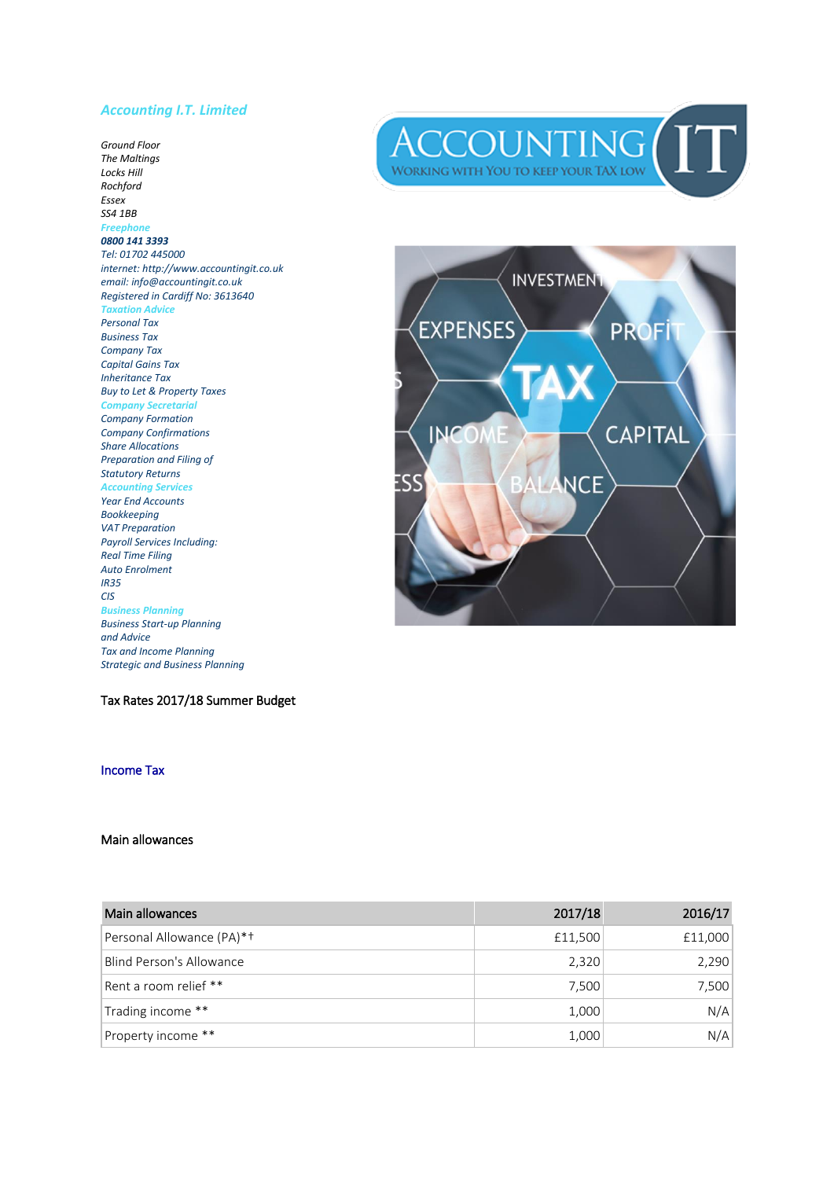*Accounting I.T. Limited*

*Ground Floor*
*The Maltings*
*Locks Hill*
*Rochford*
*Essex*
*SS4 1BB*
***Freephone***
***0800 141 3393***
*Tel: 01702 445000*
*internet: http://www.accountingit.co.uk*
*email: info@accountingit.co.uk*
*Registered in Cardiff No: 3613640*

***Taxation Advice***
*Personal Tax*
*Business Tax*
*Company Tax*
*Capital Gains Tax*
*Inheritance Tax*
*Buy to Let & Property Taxes*

***Company Secretarial***
*Company Formation*
*Company Confirmations*
*Share Allocations*
*Preparation and Filing of*
*Statutory Returns*

***Accounting Services***
*Year End Accounts*
*Bookkeeping*
*VAT Preparation*
*Payroll Services Including:*
*Real Time Filing*
*Auto Enrolment*
*IR35*
*CIS*

***Business Planning***
*Business Start-up Planning*
*and Advice*
*Tax and Income Planning*
*Strategic and Business Planning*

Tax Rates 2017/18 Summer Budget

## Income Tax

### Main allowances

| Main allowances | 2017/18 | 2016/17 |
|---|---|---|
| Personal Allowance (PA)*† | £11,500 | £11,000 |
| Blind Person's Allowance | 2,320 | 2,290 |
| Rent a room relief ** | 7,500 | 7,500 |
| Trading income ** | 1,000 | N/A |
| Property income ** | 1,000 | N/A |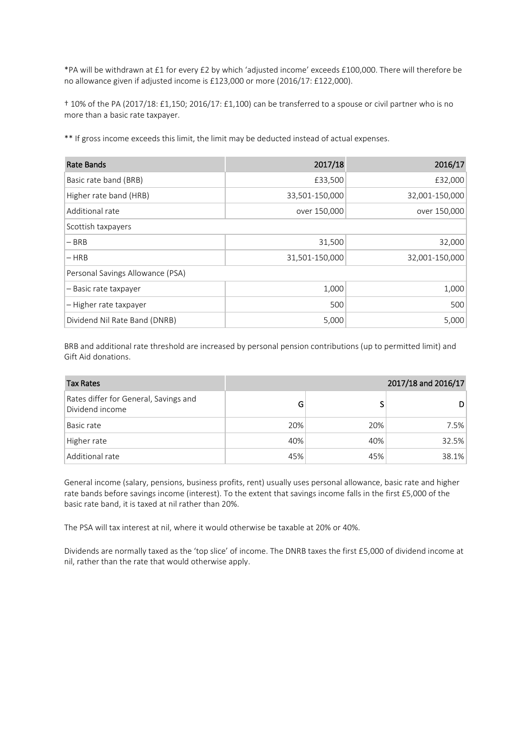*PA will be withdrawn at £1 for every £2 by which 'adjusted income' exceeds £100,000. There will therefore be no allowance given if adjusted income is £123,000 or more (2016/17: £122,000).

† 10% of the PA (2017/18: £1,150; 2016/17: £1,100) can be transferred to a spouse or civil partner who is no more than a basic rate taxpayer.

** If gross income exceeds this limit, the limit may be deducted instead of actual expenses.

| Rate Bands | 2017/18 | 2016/17 |
|---|---|---|
| Basic rate band (BRB) | £33,500 | £32,000 |
| Higher rate band (HRB) | 33,501-150,000 | 32,001-150,000 |
| Additional rate | over 150,000 | over 150,000 |
| Scottish taxpayers | | |
| – BRB | 31,500 | 32,000 |
| – HRB | 31,501-150,000 | 32,001-150,000 |
| Personal Savings Allowance (PSA) | | |
| – Basic rate taxpayer | 1,000 | 1,000 |
| – Higher rate taxpayer | 500 | 500 |
| Dividend Nil Rate Band (DNRB) | 5,000 | 5,000 |

BRB and additional rate threshold are increased by personal pension contributions (up to permitted limit) and Gift Aid donations.

| Tax Rates | 2017/18 and 2016/17 | | |
|---|---|---|---|
| Rates differ for General, Savings and Dividend income | G | S | D |
| Basic rate | 20% | 20% | 7.5% |
| Higher rate | 40% | 40% | 32.5% |
| Additional rate | 45% | 45% | 38.1% |

General income (salary, pensions, business profits, rent) usually uses personal allowance, basic rate and higher rate bands before savings income (interest). To the extent that savings income falls in the first £5,000 of the basic rate band, it is taxed at nil rather than 20%.

The PSA will tax interest at nil, where it would otherwise be taxable at 20% or 40%.

Dividends are normally taxed as the 'top slice' of income. The DNRB taxes the first £5,000 of dividend income at nil, rather than the rate that would otherwise apply.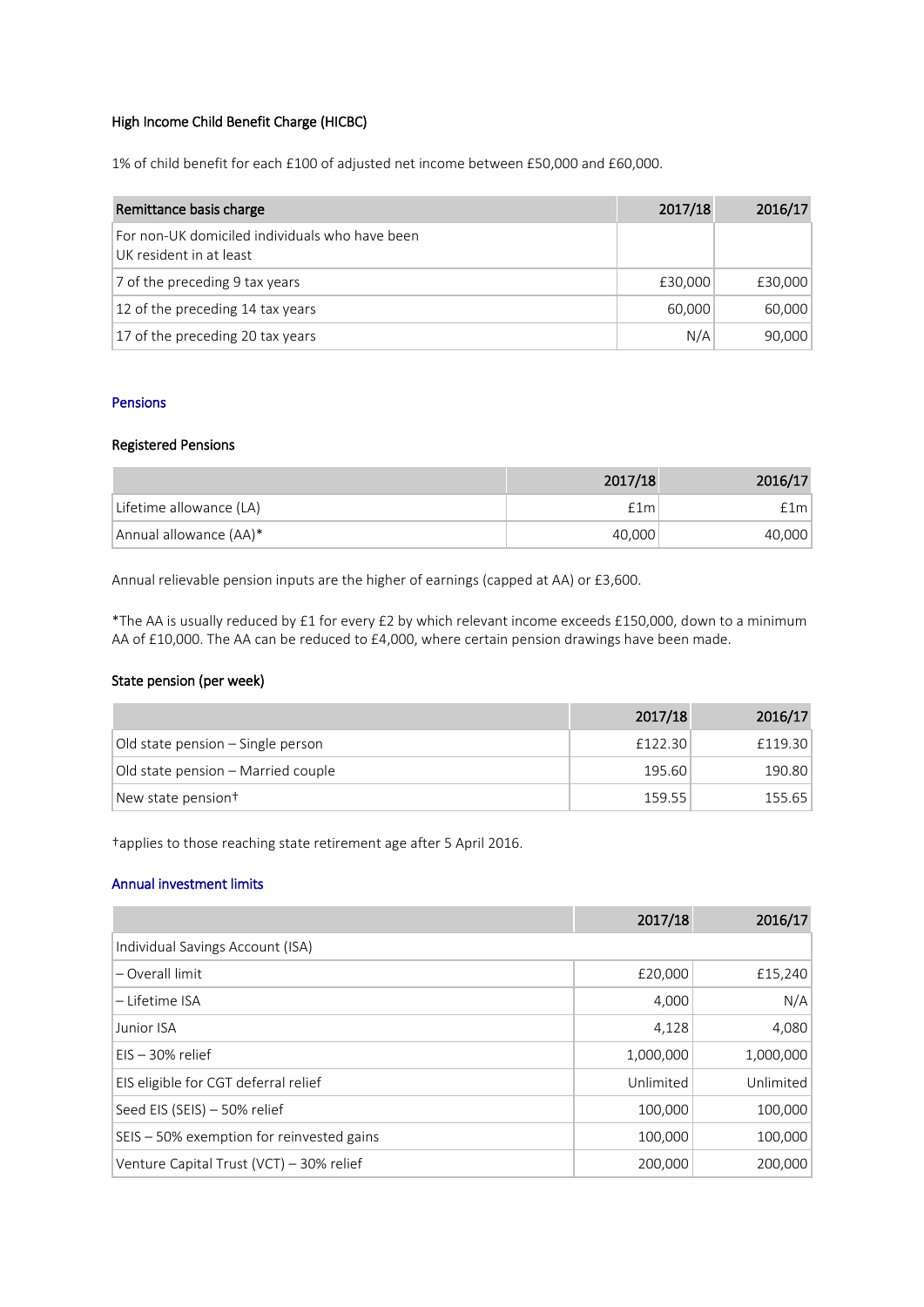### High Income Child Benefit Charge (HICBC)

1% of child benefit for each £100 of adjusted net income between £50,000 and £60,000.

| Remittance basis charge | 2017/18 | 2016/17 |
|---|---:|---:|
| For non-UK domiciled individuals who have been UK resident in at least | | |
| 7 of the preceding 9 tax years | £30,000 | £30,000 |
| 12 of the preceding 14 tax years | 60,000 | 60,000 |
| 17 of the preceding 20 tax years | N/A | 90,000 |

## Pensions

### Registered Pensions

| | 2017/18 | 2016/17 |
|---|---:|---:|
| Lifetime allowance (LA) | £1m | £1m |
| Annual allowance (AA)* | 40,000 | 40,000 |

Annual relievable pension inputs are the higher of earnings (capped at AA) or £3,600.

*The AA is usually reduced by £1 for every £2 by which relevant income exceeds £150,000, down to a minimum AA of £10,000. The AA can be reduced to £4,000, where certain pension drawings have been made.

### State pension (per week)

| | 2017/18 | 2016/17 |
|---|---:|---:|
| Old state pension – Single person | £122.30 | £119.30 |
| Old state pension – Married couple | 195.60 | 190.80 |
| New state pension† | 159.55 | 155.65 |

†applies to those reaching state retirement age after 5 April 2016.

## Annual investment limits

| | 2017/18 | 2016/17 |
|---|---:|---:|
| Individual Savings Account (ISA) | | |
| – Overall limit | £20,000 | £15,240 |
| – Lifetime ISA | 4,000 | N/A |
| Junior ISA | 4,128 | 4,080 |
| EIS – 30% relief | 1,000,000 | 1,000,000 |
| EIS eligible for CGT deferral relief | Unlimited | Unlimited |
| Seed EIS (SEIS) – 50% relief | 100,000 | 100,000 |
| SEIS – 50% exemption for reinvested gains | 100,000 | 100,000 |
| Venture Capital Trust (VCT) – 30% relief | 200,000 | 200,000 |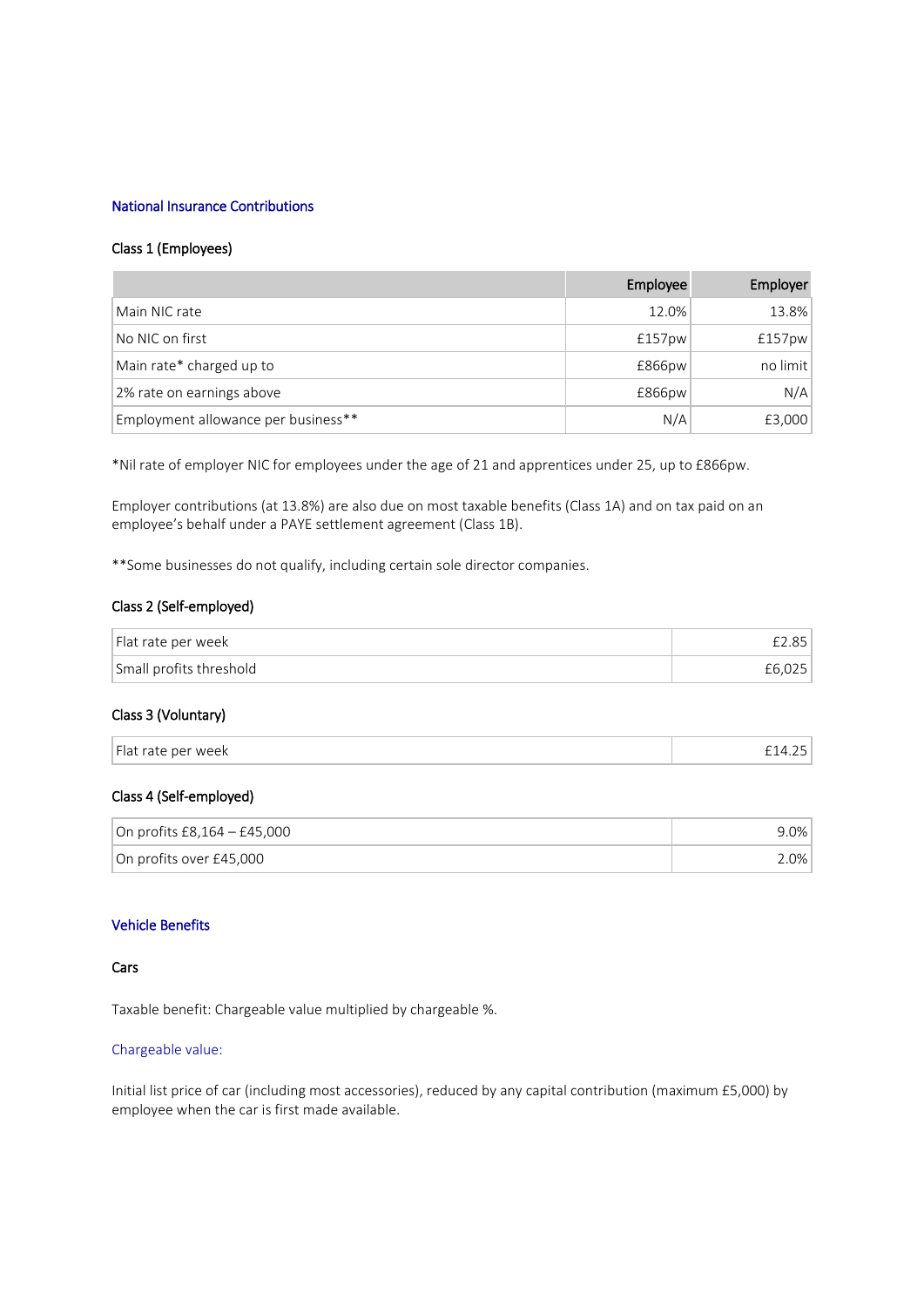## National Insurance Contributions

### Class 1 (Employees)

| | Employee | Employer |
|---|---|---|
| Main NIC rate | 12.0% | 13.8% |
| No NIC on first | £157pw | £157pw |
| Main rate* charged up to | £866pw | no limit |
| 2% rate on earnings above | £866pw | N/A |
| Employment allowance per business** | N/A | £3,000 |

*Nil rate of employer NIC for employees under the age of 21 and apprentices under 25, up to £866pw.

Employer contributions (at 13.8%) are also due on most taxable benefits (Class 1A) and on tax paid on an employee's behalf under a PAYE settlement agreement (Class 1B).

**Some businesses do not qualify, including certain sole director companies.

### Class 2 (Self-employed)

| | |
|---|---|
| Flat rate per week | £2.85 |
| Small profits threshold | £6,025 |

### Class 3 (Voluntary)

| | |
|---|---|
| Flat rate per week | £14.25 |

### Class 4 (Self-employed)

| | |
|---|---|
| On profits £8,164 – £45,000 | 9.0% |
| On profits over £45,000 | 2.0% |

## Vehicle Benefits

### Cars

Taxable benefit: Chargeable value multiplied by chargeable %.

Chargeable value:

Initial list price of car (including most accessories), reduced by any capital contribution (maximum £5,000) by employee when the car is first made available.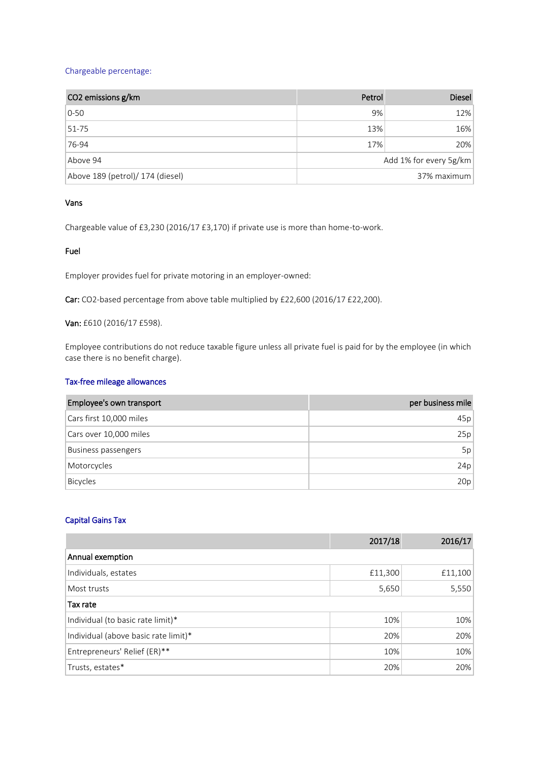### Chargeable percentage:

| $CO_2$ emissions g/km | Petrol | Diesel |
|---|---|---|
| 0-50 | 9% | 12% |
| 51-75 | 13% | 16% |
| 76-94 | 17% | 20% |
| Above 94 | Add 1% for every 5g/km | |
| Above 189 (petrol)/ 174 (diesel) | 37% maximum | |

#### Vans

Chargeable value of £3,230 (2016/17 £3,170) if private use is more than home-to-work.

#### Fuel

Employer provides fuel for private motoring in an employer-owned:

**Car:** $CO_2$-based percentage from above table multiplied by £22,600 (2016/17 £22,200).

**Van:** £610 (2016/17 £598).

Employee contributions do not reduce taxable figure unless all private fuel is paid for by the employee (in which case there is no benefit charge).

### Tax-free mileage allowances

| Employee's own transport | per business mile |
|---|---|
| Cars first 10,000 miles | 45p |
| Cars over 10,000 miles | 25p |
| Business passengers | 5p |
| Motorcycles | 24p |
| Bicycles | 20p |

### Capital Gains Tax

| | 2017/18 | 2016/17 |
|---|---|---|
| **Annual exemption** | | |
| Individuals, estates | £11,300 | £11,100 |
| Most trusts | 5,650 | 5,550 |
| **Tax rate** | | |
| Individual (to basic rate limit)* | 10% | 10% |
| Individual (above basic rate limit)* | 20% | 20% |
| Entrepreneurs' Relief (ER)** | 10% | 10% |
| Trusts, estates* | 20% | 20% |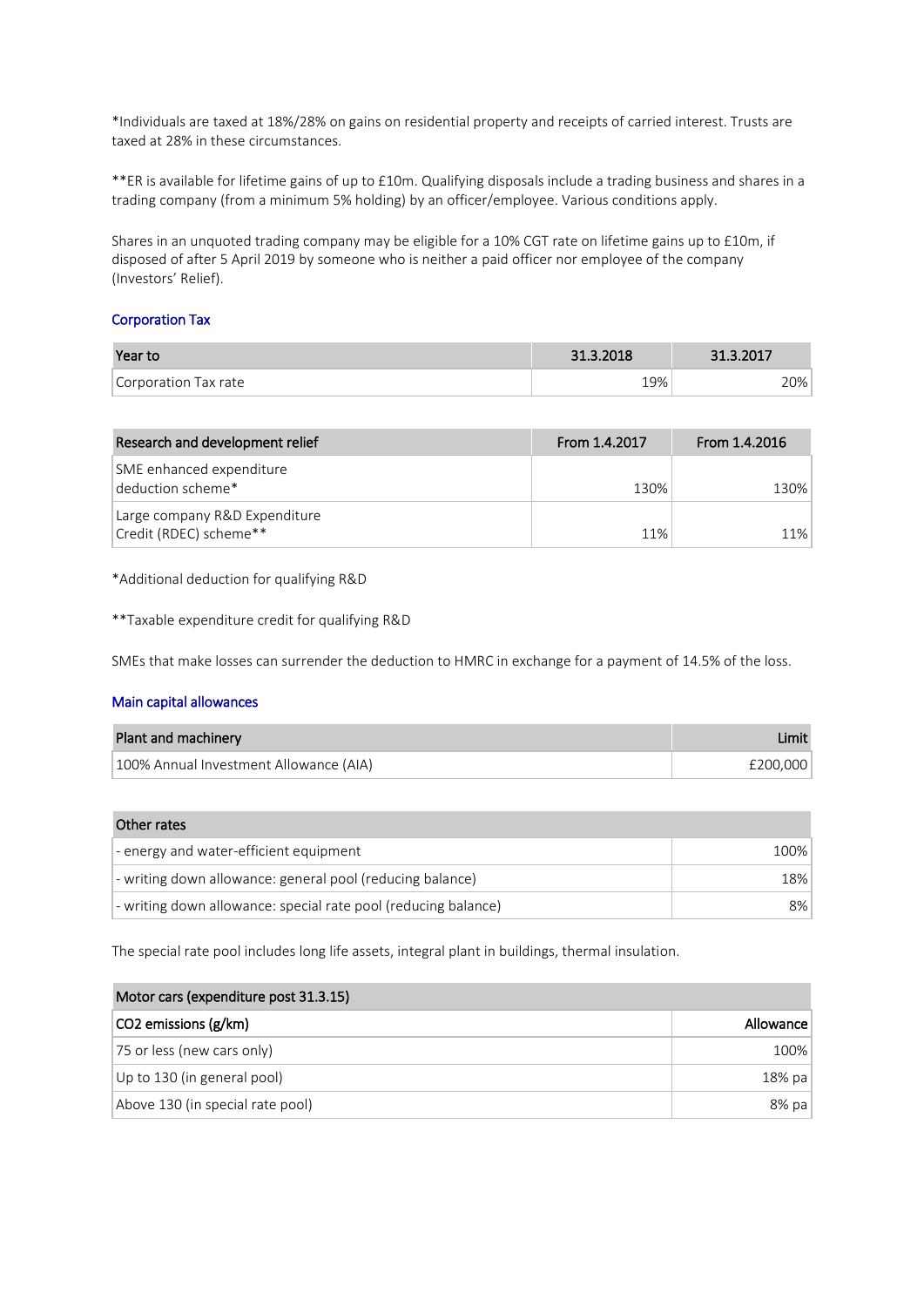*Individuals are taxed at 18%/28% on gains on residential property and receipts of carried interest. Trusts are taxed at 28% in these circumstances.

**ER is available for lifetime gains of up to £10m. Qualifying disposals include a trading business and shares in a trading company (from a minimum 5% holding) by an officer/employee. Various conditions apply.

Shares in an unquoted trading company may be eligible for a 10% CGT rate on lifetime gains up to £10m, if disposed of after 5 April 2019 by someone who is neither a paid officer nor employee of the company (Investors' Relief).

### Corporation Tax

| Year to | 31.3.2018 | 31.3.2017 |
|---|---|---|
| Corporation Tax rate | 19% | 20% |

| Research and development relief | From 1.4.2017 | From 1.4.2016 |
|---|---|---|
| SME enhanced expenditure deduction scheme* | 130% | 130% |
| Large company R&D Expenditure Credit (RDEC) scheme** | 11% | 11% |

*Additional deduction for qualifying R&D

**Taxable expenditure credit for qualifying R&D

SMEs that make losses can surrender the deduction to HMRC in exchange for a payment of 14.5% of the loss.

### Main capital allowances

| Plant and machinery | Limit |
|---|---|
| 100% Annual Investment Allowance (AIA) | £200,000 |

| Other rates | |
|---|---|
| - energy and water-efficient equipment | 100% |
| - writing down allowance: general pool (reducing balance) | 18% |
| - writing down allowance: special rate pool (reducing balance) | 8% |

The special rate pool includes long life assets, integral plant in buildings, thermal insulation.

| Motor cars (expenditure post 31.3.15) | |
|---|---|
| CO2 emissions (g/km) | Allowance |
| 75 or less (new cars only) | 100% |
| Up to 130 (in general pool) | 18% pa |
| Above 130 (in special rate pool) | 8% pa |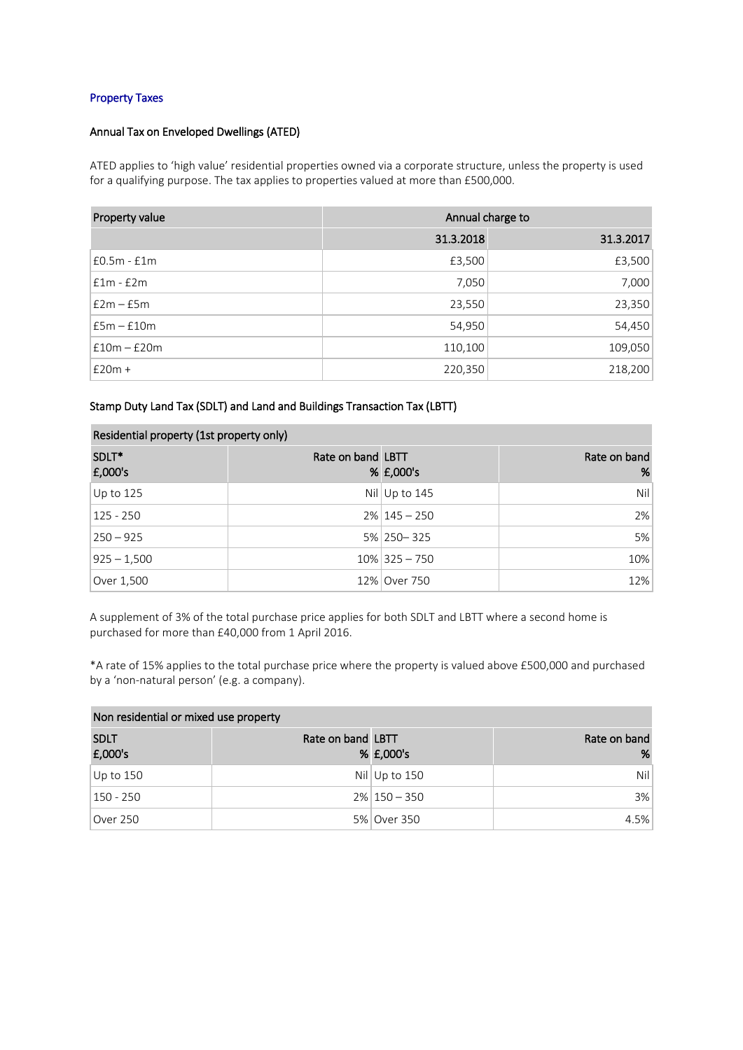## Property Taxes

### Annual Tax on Enveloped Dwellings (ATED)

ATED applies to 'high value' residential properties owned via a corporate structure, unless the property is used for a qualifying purpose. The tax applies to properties valued at more than £500,000.

| Property value | Annual charge to | |
|---|---|---|
| | 31.3.2018 | 31.3.2017 |
| £0.5m - £1m | £3,500 | £3,500 |
| £1m - £2m | 7,050 | 7,000 |
| £2m – £5m | 23,550 | 23,350 |
| £5m – £10m | 54,950 | 54,450 |
| £10m – £20m | 110,100 | 109,050 |
| £20m + | 220,350 | 218,200 |

### Stamp Duty Land Tax (SDLT) and Land and Buildings Transaction Tax (LBTT)

| Residential property (1st property only) | | | |
|---|---|---|---|
| SDLT* £,000's | Rate on band % | LBTT £,000's | Rate on band % |
| Up to 125 | Nil | Up to 145 | Nil |
| 125 - 250 | 2% | 145 – 250 | 2% |
| 250 – 925 | 5% | 250– 325 | 5% |
| 925 – 1,500 | 10% | 325 – 750 | 10% |
| Over 1,500 | 12% | Over 750 | 12% |

A supplement of 3% of the total purchase price applies for both SDLT and LBTT where a second home is purchased for more than £40,000 from 1 April 2016.

*A rate of 15% applies to the total purchase price where the property is valued above £500,000 and purchased by a 'non-natural person' (e.g. a company).

| Non residential or mixed use property | | | |
|---|---|---|---|
| SDLT £,000's | Rate on band % | LBTT £,000's | Rate on band % |
| Up to 150 | Nil | Up to 150 | Nil |
| 150 - 250 | 2% | 150 – 350 | 3% |
| Over 250 | 5% | Over 350 | 4.5% |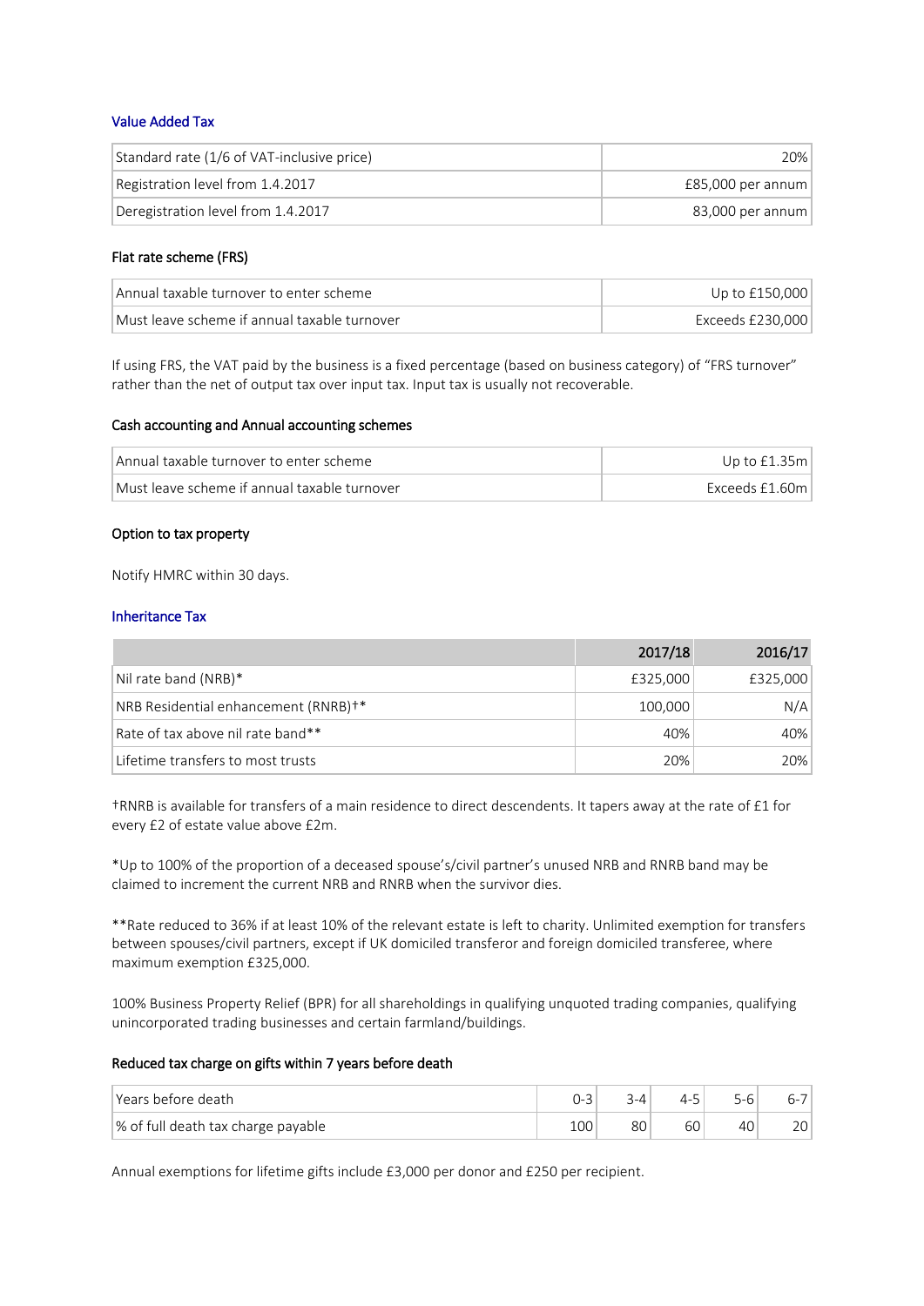## Value Added Tax

| | |
|---|---:|
| Standard rate (1/6 of VAT-inclusive price) | 20% |
| Registration level from 1.4.2017 | £85,000 per annum |
| Deregistration level from 1.4.2017 | 83,000 per annum |

### Flat rate scheme (FRS)

| | |
|---|---:|
| Annual taxable turnover to enter scheme | Up to £150,000 |
| Must leave scheme if annual taxable turnover | Exceeds £230,000 |

If using FRS, the VAT paid by the business is a fixed percentage (based on business category) of "FRS turnover" rather than the net of output tax over input tax. Input tax is usually not recoverable.

### Cash accounting and Annual accounting schemes

| | |
|---|---:|
| Annual taxable turnover to enter scheme | Up to £1.35m |
| Must leave scheme if annual taxable turnover | Exceeds £1.60m |

### Option to tax property

Notify HMRC within 30 days.

## Inheritance Tax

| | 2017/18 | 2016/17 |
|---|---:|---:|
| Nil rate band (NRB)* | £325,000 | £325,000 |
| NRB Residential enhancement (RNRB)†* | 100,000 | N/A |
| Rate of tax above nil rate band** | 40% | 40% |
| Lifetime transfers to most trusts | 20% | 20% |

†RNRB is available for transfers of a main residence to direct descendents. It tapers away at the rate of £1 for every £2 of estate value above £2m.

*Up to 100% of the proportion of a deceased spouse's/civil partner's unused NRB and RNRB band may be claimed to increment the current NRB and RNRB when the survivor dies.

**Rate reduced to 36% if at least 10% of the relevant estate is left to charity. Unlimited exemption for transfers between spouses/civil partners, except if UK domiciled transferor and foreign domiciled transferee, where maximum exemption £325,000.

100% Business Property Relief (BPR) for all shareholdings in qualifying unquoted trading companies, qualifying unincorporated trading businesses and certain farmland/buildings.

### Reduced tax charge on gifts within 7 years before death

| Years before death | 0-3 | 3-4 | 4-5 | 5-6 | 6-7 |
|---|---:|---:|---:|---:|---:|
| % of full death tax charge payable | 100 | 80 | 60 | 40 | 20 |

Annual exemptions for lifetime gifts include £3,000 per donor and £250 per recipient.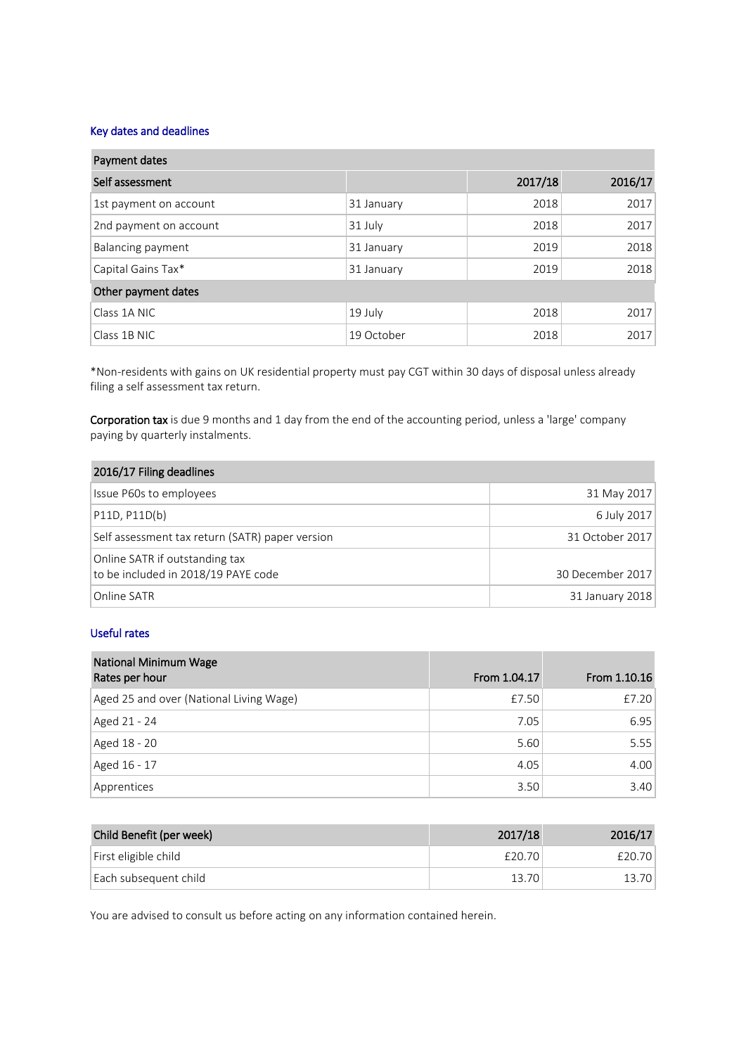## Key dates and deadlines

| Payment dates | | | |
|---|---|---|---|
| **Self assessment** | | **2017/18** | **2016/17** |
| 1st payment on account | 31 January | 2018 | 2017 |
| 2nd payment on account | 31 July | 2018 | 2017 |
| Balancing payment | 31 January | 2019 | 2018 |
| Capital Gains Tax* | 31 January | 2019 | 2018 |
| **Other payment dates** | | | |
| Class 1A NIC | 19 July | 2018 | 2017 |
| Class 1B NIC | 19 October | 2018 | 2017 |

*Non-residents with gains on UK residential property must pay CGT within 30 days of disposal unless already filing a self assessment tax return.

**Corporation tax** is due 9 months and 1 day from the end of the accounting period, unless a 'large' company paying by quarterly instalments.

| 2016/17 Filing deadlines | |
|---|---|
| Issue P60s to employees | 31 May 2017 |
| P11D, P11D(b) | 6 July 2017 |
| Self assessment tax return (SATR) paper version | 31 October 2017 |
| Online SATR if outstanding tax to be included in 2018/19 PAYE code | 30 December 2017 |
| Online SATR | 31 January 2018 |

## Useful rates

| National Minimum Wage Rates per hour | From 1.04.17 | From 1.10.16 |
|---|---|---|
| Aged 25 and over (National Living Wage) | £7.50 | £7.20 |
| Aged 21 - 24 | 7.05 | 6.95 |
| Aged 18 - 20 | 5.60 | 5.55 |
| Aged 16 - 17 | 4.05 | 4.00 |
| Apprentices | 3.50 | 3.40 |

| Child Benefit (per week) | 2017/18 | 2016/17 |
|---|---|---|
| First eligible child | £20.70 | £20.70 |
| Each subsequent child | 13.70 | 13.70 |

You are advised to consult us before acting on any information contained herein.